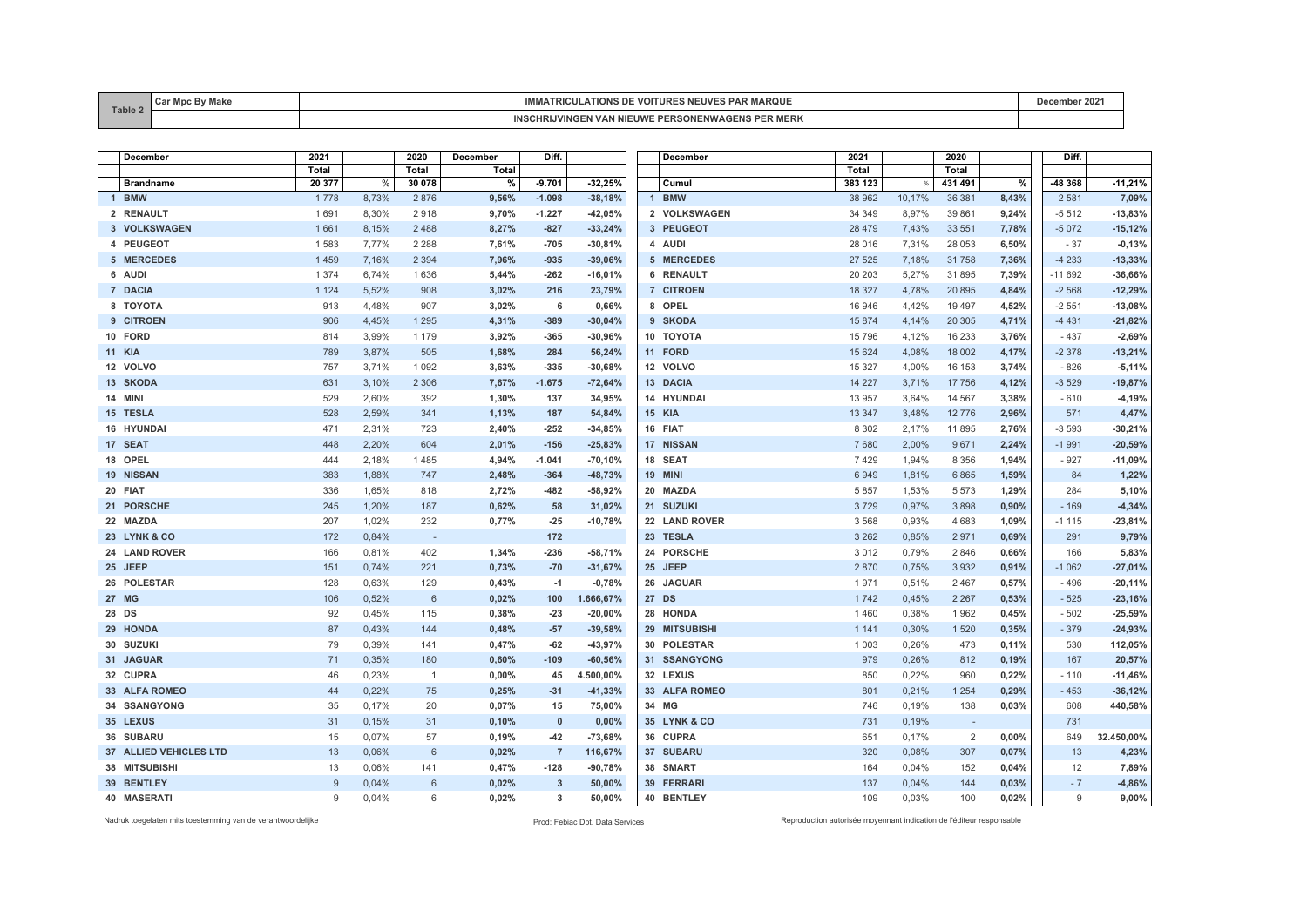| Table 2 | Car Mpc By Make | IMMATRICULATIONS DE VOITURES NEUVES PAR MARQUE | December 2021 |
|---|---|---|---|
| | | INSCHRIJVINGEN VAN NIEUWE PERSONENWAGENS PER MERK | |

| | December | 2021 | | 2020 | December | Diff. | |
|---|---|---|---|---|---|---|---|
| | | Total | | Total | Total | | |
| | Brandname | 20 377 | % | 30 078 | % | -9.701 | -32,25% |
| 1 | BMW | 1 778 | 8,73% | 2 876 | 9,56% | -1.098 | -38,18% |
| 2 | RENAULT | 1 691 | 8,30% | 2 918 | 9,70% | -1.227 | -42,05% |
| 3 | VOLKSWAGEN | 1 661 | 8,15% | 2 488 | 8,27% | -827 | -33,24% |
| 4 | PEUGEOT | 1 583 | 7,77% | 2 288 | 7,61% | -705 | -30,81% |
| 5 | MERCEDES | 1 459 | 7,16% | 2 394 | 7,96% | -935 | -39,06% |
| 6 | AUDI | 1 374 | 6,74% | 1 636 | 5,44% | -262 | -16,01% |
| 7 | DACIA | 1 124 | 5,52% | 908 | 3,02% | 216 | 23,79% |
| 8 | TOYOTA | 913 | 4,48% | 907 | 3,02% | 6 | 0,66% |
| 9 | CITROEN | 906 | 4,45% | 1 295 | 4,31% | -389 | -30,04% |
| 10 | FORD | 814 | 3,99% | 1 179 | 3,92% | -365 | -30,96% |
| 11 | KIA | 789 | 3,87% | 505 | 1,68% | 284 | 56,24% |
| 12 | VOLVO | 757 | 3,71% | 1 092 | 3,63% | -335 | -30,68% |
| 13 | SKODA | 631 | 3,10% | 2 306 | 7,67% | -1.675 | -72,64% |
| 14 | MINI | 529 | 2,60% | 392 | 1,30% | 137 | 34,95% |
| 15 | TESLA | 528 | 2,59% | 341 | 1,13% | 187 | 54,84% |
| 16 | HYUNDAI | 471 | 2,31% | 723 | 2,40% | -252 | -34,85% |
| 17 | SEAT | 448 | 2,20% | 604 | 2,01% | -156 | -25,83% |
| 18 | OPEL | 444 | 2,18% | 1 485 | 4,94% | -1.041 | -70,10% |
| 19 | NISSAN | 383 | 1,88% | 747 | 2,48% | -364 | -48,73% |
| 20 | FIAT | 336 | 1,65% | 818 | 2,72% | -482 | -58,92% |
| 21 | PORSCHE | 245 | 1,20% | 187 | 0,62% | 58 | 31,02% |
| 22 | MAZDA | 207 | 1,02% | 232 | 0,77% | -25 | -10,78% |
| 23 | LYNK & CO | 172 | 0,84% | - | | 172 | |
| 24 | LAND ROVER | 166 | 0,81% | 402 | 1,34% | -236 | -58,71% |
| 25 | JEEP | 151 | 0,74% | 221 | 0,73% | -70 | -31,67% |
| 26 | POLESTAR | 128 | 0,63% | 129 | 0,43% | -1 | -0,78% |
| 27 | MG | 106 | 0,52% | 6 | 0,02% | 100 | 1.666,67% |
| 28 | DS | 92 | 0,45% | 115 | 0,38% | -23 | -20,00% |
| 29 | HONDA | 87 | 0,43% | 144 | 0,48% | -57 | -39,58% |
| 30 | SUZUKI | 79 | 0,39% | 141 | 0,47% | -62 | -43,97% |
| 31 | JAGUAR | 71 | 0,35% | 180 | 0,60% | -109 | -60,56% |
| 32 | CUPRA | 46 | 0,23% | 1 | 0,00% | 45 | 4.500,00% |
| 33 | ALFA ROMEO | 44 | 0,22% | 75 | 0,25% | -31 | -41,33% |
| 34 | SSANGYONG | 35 | 0,17% | 20 | 0,07% | 15 | 75,00% |
| 35 | LEXUS | 31 | 0,15% | 31 | 0,10% | 0 | 0,00% |
| 36 | SUBARU | 15 | 0,07% | 57 | 0,19% | -42 | -73,68% |
| 37 | ALLIED VEHICLES LTD | 13 | 0,06% | 6 | 0,02% | 7 | 116,67% |
| 38 | MITSUBISHI | 13 | 0,06% | 141 | 0,47% | -128 | -90,78% |
| 39 | BENTLEY | 9 | 0,04% | 6 | 0,02% | 3 | 50,00% |
| 40 | MASERATI | 9 | 0,04% | 6 | 0,02% | 3 | 50,00% |

| | December | 2021 | | 2020 | | Diff. | |
|---|---|---|---|---|---|---|---|
| | | Total | | Total | | | |
| | Cumul | 383 123 | % | 431 491 | % | -48 368 | -11,21% |
| 1 | BMW | 38 962 | 10,17% | 36 381 | 8,43% | 2 581 | 7,09% |
| 2 | VOLKSWAGEN | 34 349 | 8,97% | 39 861 | 9,24% | -5 512 | -13,83% |
| 3 | PEUGEOT | 28 479 | 7,43% | 33 551 | 7,78% | -5 072 | -15,12% |
| 4 | AUDI | 28 016 | 7,31% | 28 053 | 6,50% | - 37 | -0,13% |
| 5 | MERCEDES | 27 525 | 7,18% | 31 758 | 7,36% | -4 233 | -13,33% |
| 6 | RENAULT | 20 203 | 5,27% | 31 895 | 7,39% | -11 692 | -36,66% |
| 7 | CITROEN | 18 327 | 4,78% | 20 895 | 4,84% | -2 568 | -12,29% |
| 8 | OPEL | 16 946 | 4,42% | 19 497 | 4,52% | -2 551 | -13,08% |
| 9 | SKODA | 15 874 | 4,14% | 20 305 | 4,71% | -4 431 | -21,82% |
| 10 | TOYOTA | 15 796 | 4,12% | 16 233 | 3,76% | - 437 | -2,69% |
| 11 | FORD | 15 624 | 4,08% | 18 002 | 4,17% | -2 378 | -13,21% |
| 12 | VOLVO | 15 327 | 4,00% | 16 153 | 3,74% | - 826 | -5,11% |
| 13 | DACIA | 14 227 | 3,71% | 17 756 | 4,12% | -3 529 | -19,87% |
| 14 | HYUNDAI | 13 957 | 3,64% | 14 567 | 3,38% | - 610 | -4,19% |
| 15 | KIA | 13 347 | 3,48% | 12 776 | 2,96% | 571 | 4,47% |
| 16 | FIAT | 8 302 | 2,17% | 11 895 | 2,76% | -3 593 | -30,21% |
| 17 | NISSAN | 7 680 | 2,00% | 9 671 | 2,24% | -1 991 | -20,59% |
| 18 | SEAT | 7 429 | 1,94% | 8 356 | 1,94% | - 927 | -11,09% |
| 19 | MINI | 6 949 | 1,81% | 6 865 | 1,59% | 84 | 1,22% |
| 20 | MAZDA | 5 857 | 1,53% | 5 573 | 1,29% | 284 | 5,10% |
| 21 | SUZUKI | 3 729 | 0,97% | 3 898 | 0,90% | - 169 | -4,34% |
| 22 | LAND ROVER | 3 568 | 0,93% | 4 683 | 1,09% | -1 115 | -23,81% |
| 23 | TESLA | 3 262 | 0,85% | 2 971 | 0,69% | 291 | 9,79% |
| 24 | PORSCHE | 3 012 | 0,79% | 2 846 | 0,66% | 166 | 5,83% |
| 25 | JEEP | 2 870 | 0,75% | 3 932 | 0,91% | -1 062 | -27,01% |
| 26 | JAGUAR | 1 971 | 0,51% | 2 467 | 0,57% | - 496 | -20,11% |
| 27 | DS | 1 742 | 0,45% | 2 267 | 0,53% | - 525 | -23,16% |
| 28 | HONDA | 1 460 | 0,38% | 1 962 | 0,45% | - 502 | -25,59% |
| 29 | MITSUBISHI | 1 141 | 0,30% | 1 520 | 0,35% | - 379 | -24,93% |
| 30 | POLESTAR | 1 003 | 0,26% | 473 | 0,11% | 530 | 112,05% |
| 31 | SSANGYONG | 979 | 0,26% | 812 | 0,19% | 167 | 20,57% |
| 32 | LEXUS | 850 | 0,22% | 960 | 0,22% | - 110 | -11,46% |
| 33 | ALFA ROMEO | 801 | 0,21% | 1 254 | 0,29% | - 453 | -36,12% |
| 34 | MG | 746 | 0,19% | 138 | 0,03% | 608 | 440,58% |
| 35 | LYNK & CO | 731 | 0,19% | - | | 731 | |
| 36 | CUPRA | 651 | 0,17% | 2 | 0,00% | 649 | 32.450,00% |
| 37 | SUBARU | 320 | 0,08% | 307 | 0,07% | 13 | 4,23% |
| 38 | SMART | 164 | 0,04% | 152 | 0,04% | 12 | 7,89% |
| 39 | FERRARI | 137 | 0,04% | 144 | 0,03% | - 7 | -4,86% |
| 40 | BENTLEY | 109 | 0,03% | 100 | 0,02% | 9 | 9,00% |

Nadruk toegelaten mits toestemming van de verantwoordelijke

Prod: Febiac Dpt. Data Services

Reproduction autorisée moyennant indication de l'éditeur responsable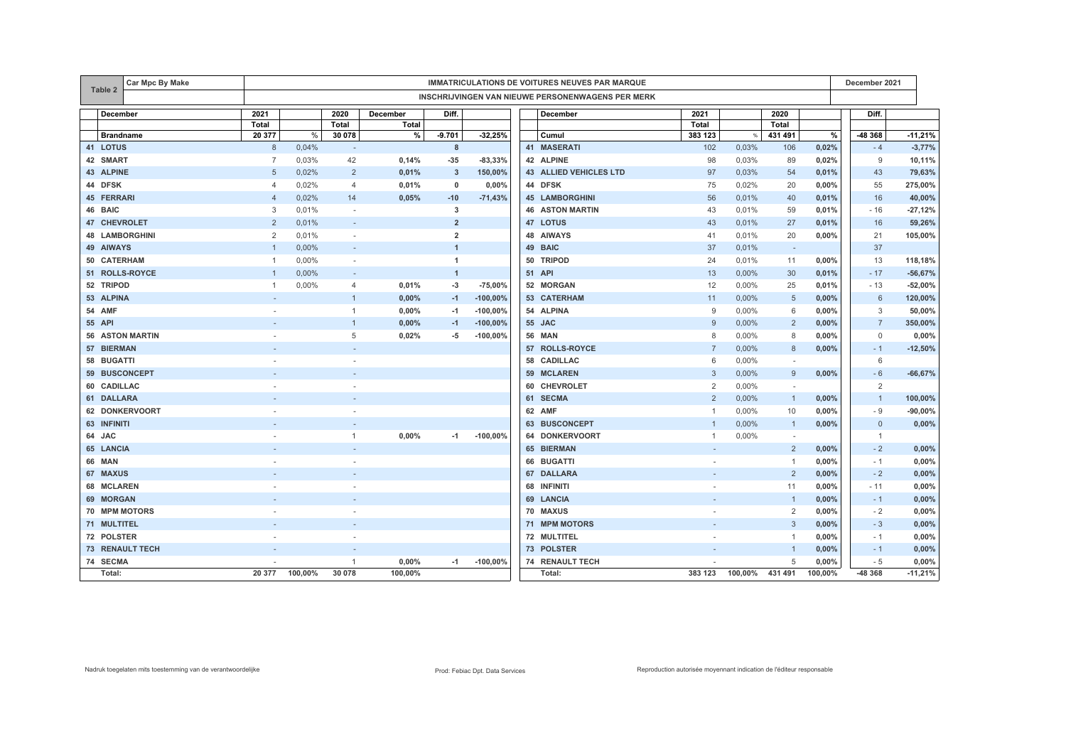**Table 2** Car Mpc By Make

**IMMATRICULATIONS DE VOITURES NEUVES PAR MARQUE**

**INSCHRIJVINGEN VAN NIEUWE PERSONENWAGENS PER MERK**

December 2021

| | December | 2021 | | 2020 | December | Diff. | |
|---|---|---|---|---|---|---|---|
| | | Total | | Total | Total | | |
| | Brandname | 20 377 | % | 30 078 | % | -9.701 | -32,25% |
| 41 | LOTUS | 8 | 0,04% | - | | 8 | |
| 42 | SMART | 7 | 0,03% | 42 | 0,14% | -35 | -83,33% |
| 43 | ALPINE | 5 | 0,02% | 2 | 0,01% | 3 | 150,00% |
| 44 | DFSK | 4 | 0,02% | 4 | 0,01% | 0 | 0,00% |
| 45 | FERRARI | 4 | 0,02% | 14 | 0,05% | -10 | -71,43% |
| 46 | BAIC | 3 | 0,01% | - | | 3 | |
| 47 | CHEVROLET | 2 | 0,01% | - | | 2 | |
| 48 | LAMBORGHINI | 2 | 0,01% | - | | 2 | |
| 49 | AIWAYS | 1 | 0,00% | - | | 1 | |
| 50 | CATERHAM | 1 | 0,00% | - | | 1 | |
| 51 | ROLLS-ROYCE | 1 | 0,00% | - | | 1 | |
| 52 | TRIPOD | 1 | 0,00% | 4 | 0,01% | -3 | -75,00% |
| 53 | ALPINA | - | | 1 | 0,00% | -1 | -100,00% |
| 54 | AMF | - | | 1 | 0,00% | -1 | -100,00% |
| 55 | API | - | | 1 | 0,00% | -1 | -100,00% |
| 56 | ASTON MARTIN | - | | 5 | 0,02% | -5 | -100,00% |
| 57 | BIERMAN | - | | - | | | |
| 58 | BUGATTI | - | | - | | | |
| 59 | BUSCONCEPT | - | | - | | | |
| 60 | CADILLAC | - | | - | | | |
| 61 | DALLARA | - | | - | | | |
| 62 | DONKERVOORT | - | | - | | | |
| 63 | INFINITI | - | | - | | | |
| 64 | JAC | - | | 1 | 0,00% | -1 | -100,00% |
| 65 | LANCIA | - | | - | | | |
| 66 | MAN | - | | - | | | |
| 67 | MAXUS | - | | - | | | |
| 68 | MCLAREN | - | | - | | | |
| 69 | MORGAN | - | | - | | | |
| 70 | MPM MOTORS | - | | - | | | |
| 71 | MULTITEL | - | | - | | | |
| 72 | POLSTER | - | | - | | | |
| 73 | RENAULT TECH | - | | - | | | |
| 74 | SECMA | - | | 1 | 0,00% | -1 | -100,00% |
| | Total: | 20 377 | 100,00% | 30 078 | 100,00% | | |

| | December | 2021 | | 2020 | | Diff. | |
|---|---|---|---|---|---|---|---|
| | | Total | | Total | | | |
| | Cumul | 383 123 | % | 431 491 | % | -48 368 | -11,21% |
| 41 | MASERATI | 102 | 0,03% | 106 | 0,02% | - 4 | -3,77% |
| 42 | ALPINE | 98 | 0,03% | 89 | 0,02% | 9 | 10,11% |
| 43 | ALLIED VEHICLES LTD | 97 | 0,03% | 54 | 0,01% | 43 | 79,63% |
| 44 | DFSK | 75 | 0,02% | 20 | 0,00% | 55 | 275,00% |
| 45 | LAMBORGHINI | 56 | 0,01% | 40 | 0,01% | 16 | 40,00% |
| 46 | ASTON MARTIN | 43 | 0,01% | 59 | 0,01% | - 16 | -27,12% |
| 47 | LOTUS | 43 | 0,01% | 27 | 0,01% | 16 | 59,26% |
| 48 | AIWAYS | 41 | 0,01% | 20 | 0,00% | 21 | 105,00% |
| 49 | BAIC | 37 | 0,01% | - | | 37 | |
| 50 | TRIPOD | 24 | 0,01% | 11 | 0,00% | 13 | 118,18% |
| 51 | API | 13 | 0,00% | 30 | 0,01% | - 17 | -56,67% |
| 52 | MORGAN | 12 | 0,00% | 25 | 0,01% | - 13 | -52,00% |
| 53 | CATERHAM | 11 | 0,00% | 5 | 0,00% | 6 | 120,00% |
| 54 | ALPINA | 9 | 0,00% | 6 | 0,00% | 3 | 50,00% |
| 55 | JAC | 9 | 0,00% | 2 | 0,00% | 7 | 350,00% |
| 56 | MAN | 8 | 0,00% | 8 | 0,00% | 0 | 0,00% |
| 57 | ROLLS-ROYCE | 7 | 0,00% | 8 | 0,00% | - 1 | -12,50% |
| 58 | CADILLAC | 6 | 0,00% | - | | 6 | |
| 59 | MCLAREN | 3 | 0,00% | 9 | 0,00% | - 6 | -66,67% |
| 60 | CHEVROLET | 2 | 0,00% | - | | 2 | |
| 61 | SECMA | 2 | 0,00% | 1 | 0,00% | 1 | 100,00% |
| 62 | AMF | 1 | 0,00% | 10 | 0,00% | - 9 | -90,00% |
| 63 | BUSCONCEPT | 1 | 0,00% | 1 | 0,00% | 0 | 0,00% |
| 64 | DONKERVOORT | 1 | 0,00% | - | | 1 | |
| 65 | BIERMAN | - | | 2 | 0,00% | - 2 | 0,00% |
| 66 | BUGATTI | - | | 1 | 0,00% | - 1 | 0,00% |
| 67 | DALLARA | - | | 2 | 0,00% | - 2 | 0,00% |
| 68 | INFINITI | - | | 11 | 0,00% | - 11 | 0,00% |
| 69 | LANCIA | - | | 1 | 0,00% | - 1 | 0,00% |
| 70 | MAXUS | - | | 2 | 0,00% | - 2 | 0,00% |
| 71 | MPM MOTORS | - | | 3 | 0,00% | - 3 | 0,00% |
| 72 | MULTITEL | - | | 1 | 0,00% | - 1 | 0,00% |
| 73 | POLSTER | - | | 1 | 0,00% | - 1 | 0,00% |
| 74 | RENAULT TECH | - | | 5 | 0,00% | - 5 | 0,00% |
| | Total: | 383 123 | 100,00% | 431 491 | 100,00% | -48 368 | -11,21% |

Nadruk toegelaten mits toestemming van de verantwoordelijke

Prod: Febiac Dpt. Data Services

Reproduction autorisée moyennant indication de l'éditeur responsable